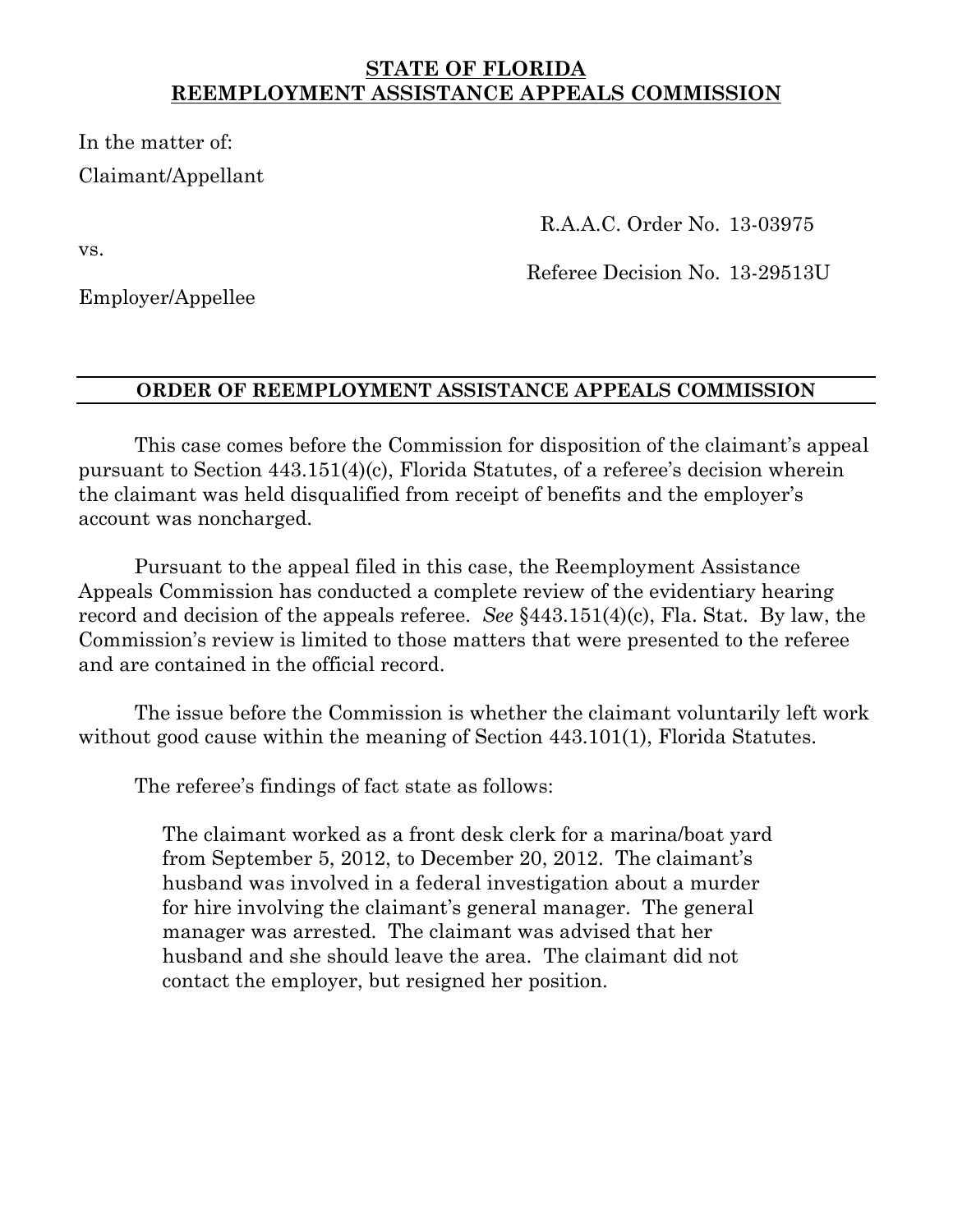**STATE OF FLORIDA**
**REEMPLOYMENT ASSISTANCE APPEALS COMMISSION**

In the matter of:

Claimant/Appellant

R.A.A.C. Order No. 13-03975

vs.

Referee Decision No. 13-29513U

Employer/Appellee

---

**ORDER OF REEMPLOYMENT ASSISTANCE APPEALS COMMISSION**

---

This case comes before the Commission for disposition of the claimant's appeal pursuant to Section 443.151(4)(c), Florida Statutes, of a referee's decision wherein the claimant was held disqualified from receipt of benefits and the employer's account was noncharged.

Pursuant to the appeal filed in this case, the Reemployment Assistance Appeals Commission has conducted a complete review of the evidentiary hearing record and decision of the appeals referee. *See* §443.151(4)(c), Fla. Stat. By law, the Commission's review is limited to those matters that were presented to the referee and are contained in the official record.

The issue before the Commission is whether the claimant voluntarily left work without good cause within the meaning of Section 443.101(1), Florida Statutes.

The referee's findings of fact state as follows:

> The claimant worked as a front desk clerk for a marina/boat yard from September 5, 2012, to December 20, 2012. The claimant's husband was involved in a federal investigation about a murder for hire involving the claimant's general manager. The general manager was arrested. The claimant was advised that her husband and she should leave the area. The claimant did not contact the employer, but resigned her position.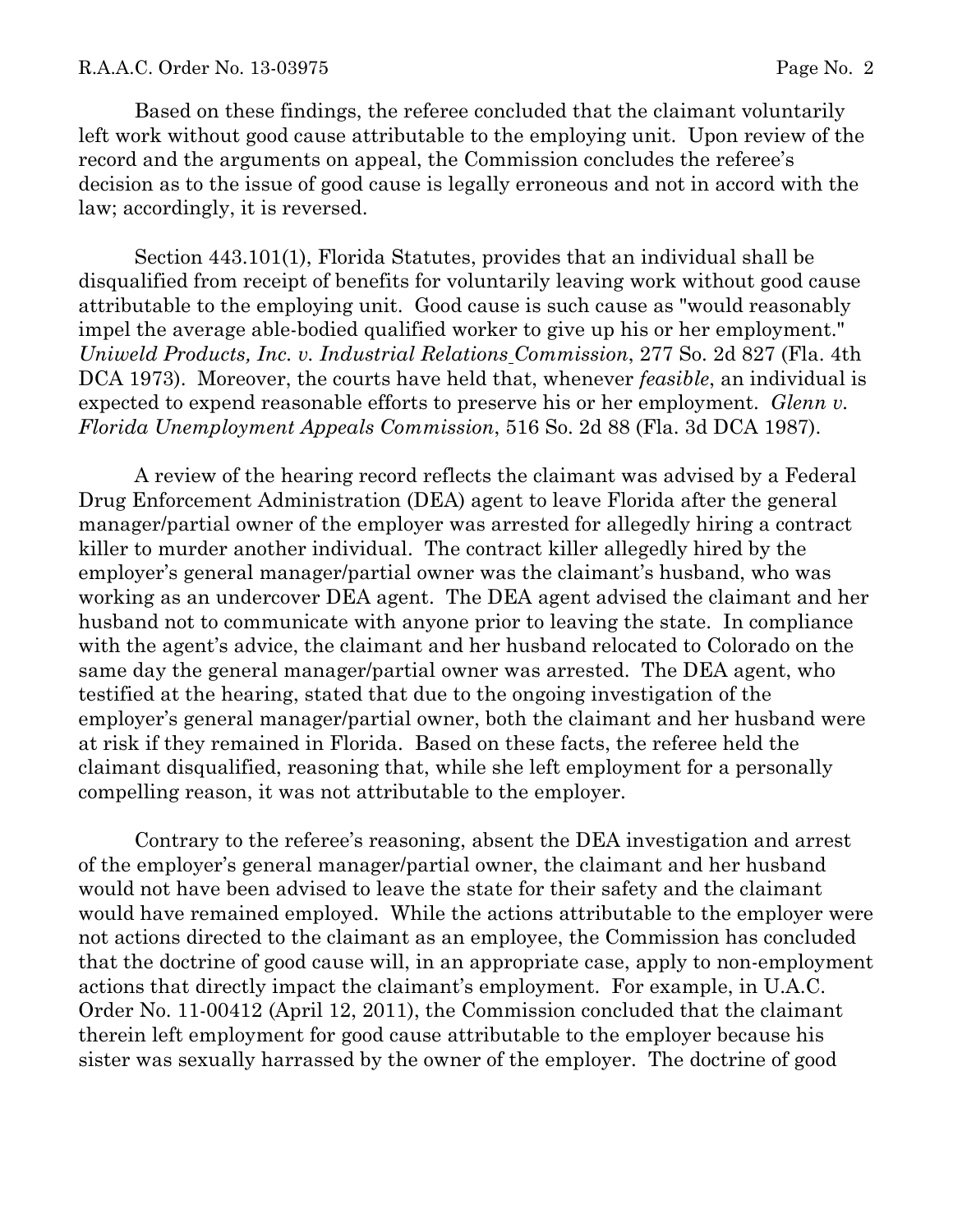Based on these findings, the referee concluded that the claimant voluntarily left work without good cause attributable to the employing unit. Upon review of the record and the arguments on appeal, the Commission concludes the referee's decision as to the issue of good cause is legally erroneous and not in accord with the law; accordingly, it is reversed.

Section 443.101(1), Florida Statutes, provides that an individual shall be disqualified from receipt of benefits for voluntarily leaving work without good cause attributable to the employing unit. Good cause is such cause as "would reasonably impel the average able-bodied qualified worker to give up his or her employment." *Uniweld Products, Inc. v. Industrial Relations Commission*, 277 So. 2d 827 (Fla. 4th DCA 1973). Moreover, the courts have held that, whenever *feasible*, an individual is expected to expend reasonable efforts to preserve his or her employment. *Glenn v. Florida Unemployment Appeals Commission*, 516 So. 2d 88 (Fla. 3d DCA 1987).

A review of the hearing record reflects the claimant was advised by a Federal Drug Enforcement Administration (DEA) agent to leave Florida after the general manager/partial owner of the employer was arrested for allegedly hiring a contract killer to murder another individual. The contract killer allegedly hired by the employer's general manager/partial owner was the claimant's husband, who was working as an undercover DEA agent. The DEA agent advised the claimant and her husband not to communicate with anyone prior to leaving the state. In compliance with the agent's advice, the claimant and her husband relocated to Colorado on the same day the general manager/partial owner was arrested. The DEA agent, who testified at the hearing, stated that due to the ongoing investigation of the employer's general manager/partial owner, both the claimant and her husband were at risk if they remained in Florida. Based on these facts, the referee held the claimant disqualified, reasoning that, while she left employment for a personally compelling reason, it was not attributable to the employer.

Contrary to the referee's reasoning, absent the DEA investigation and arrest of the employer's general manager/partial owner, the claimant and her husband would not have been advised to leave the state for their safety and the claimant would have remained employed. While the actions attributable to the employer were not actions directed to the claimant as an employee, the Commission has concluded that the doctrine of good cause will, in an appropriate case, apply to non-employment actions that directly impact the claimant's employment. For example, in U.A.C. Order No. 11-00412 (April 12, 2011), the Commission concluded that the claimant therein left employment for good cause attributable to the employer because his sister was sexually harrassed by the owner of the employer. The doctrine of good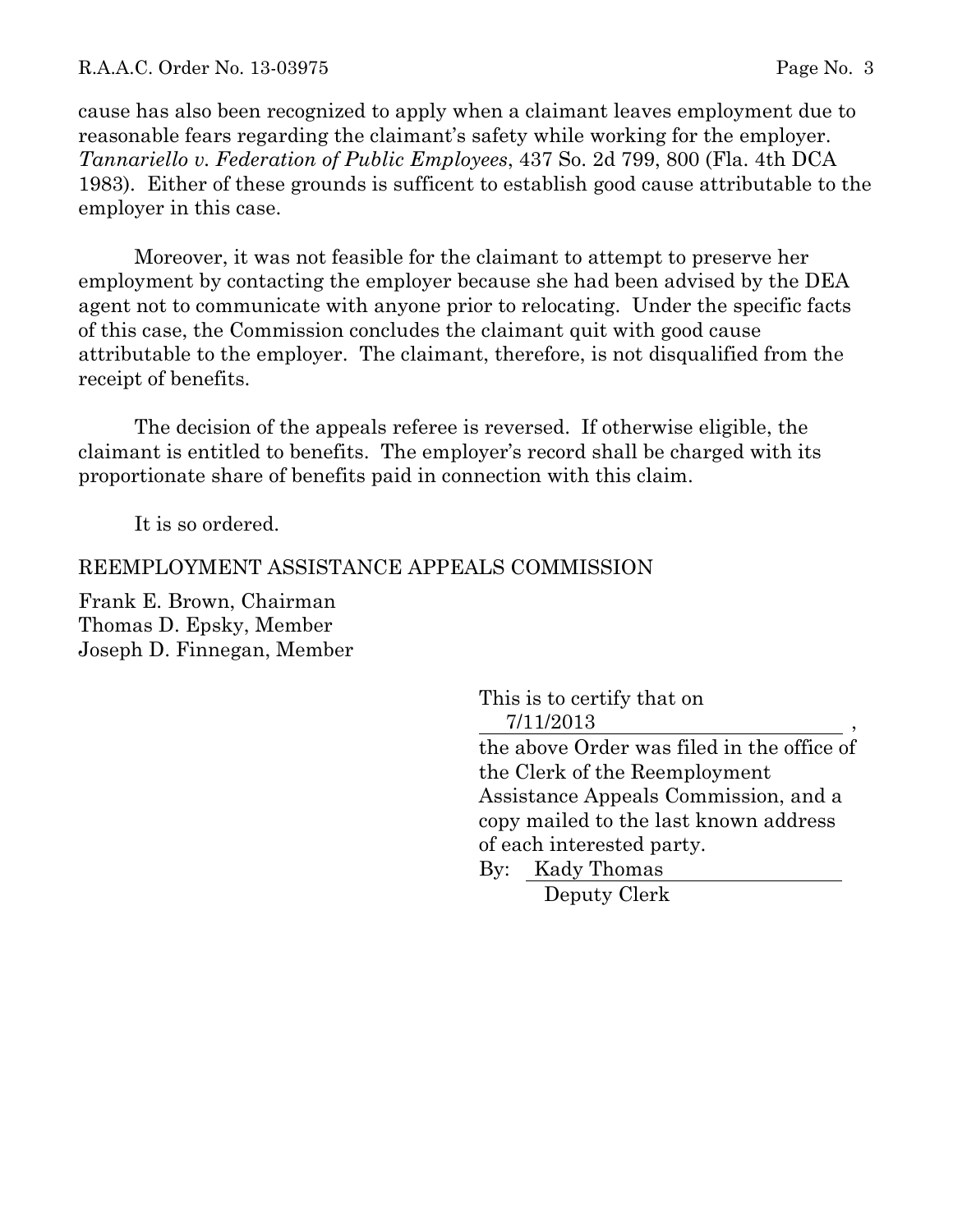cause has also been recognized to apply when a claimant leaves employment due to reasonable fears regarding the claimant's safety while working for the employer. *Tannariello v. Federation of Public Employees*, 437 So. 2d 799, 800 (Fla. 4th DCA 1983). Either of these grounds is sufficent to establish good cause attributable to the employer in this case.

Moreover, it was not feasible for the claimant to attempt to preserve her employment by contacting the employer because she had been advised by the DEA agent not to communicate with anyone prior to relocating. Under the specific facts of this case, the Commission concludes the claimant quit with good cause attributable to the employer. The claimant, therefore, is not disqualified from the receipt of benefits.

The decision of the appeals referee is reversed. If otherwise eligible, the claimant is entitled to benefits. The employer's record shall be charged with its proportionate share of benefits paid in connection with this claim.

It is so ordered.

REEMPLOYMENT ASSISTANCE APPEALS COMMISSION

Frank E. Brown, Chairman
Thomas D. Epsky, Member
Joseph D. Finnegan, Member

This is to certify that on 7/11/2013, the above Order was filed in the office of the Clerk of the Reemployment Assistance Appeals Commission, and a copy mailed to the last known address of each interested party.

By: Kady Thomas
Deputy Clerk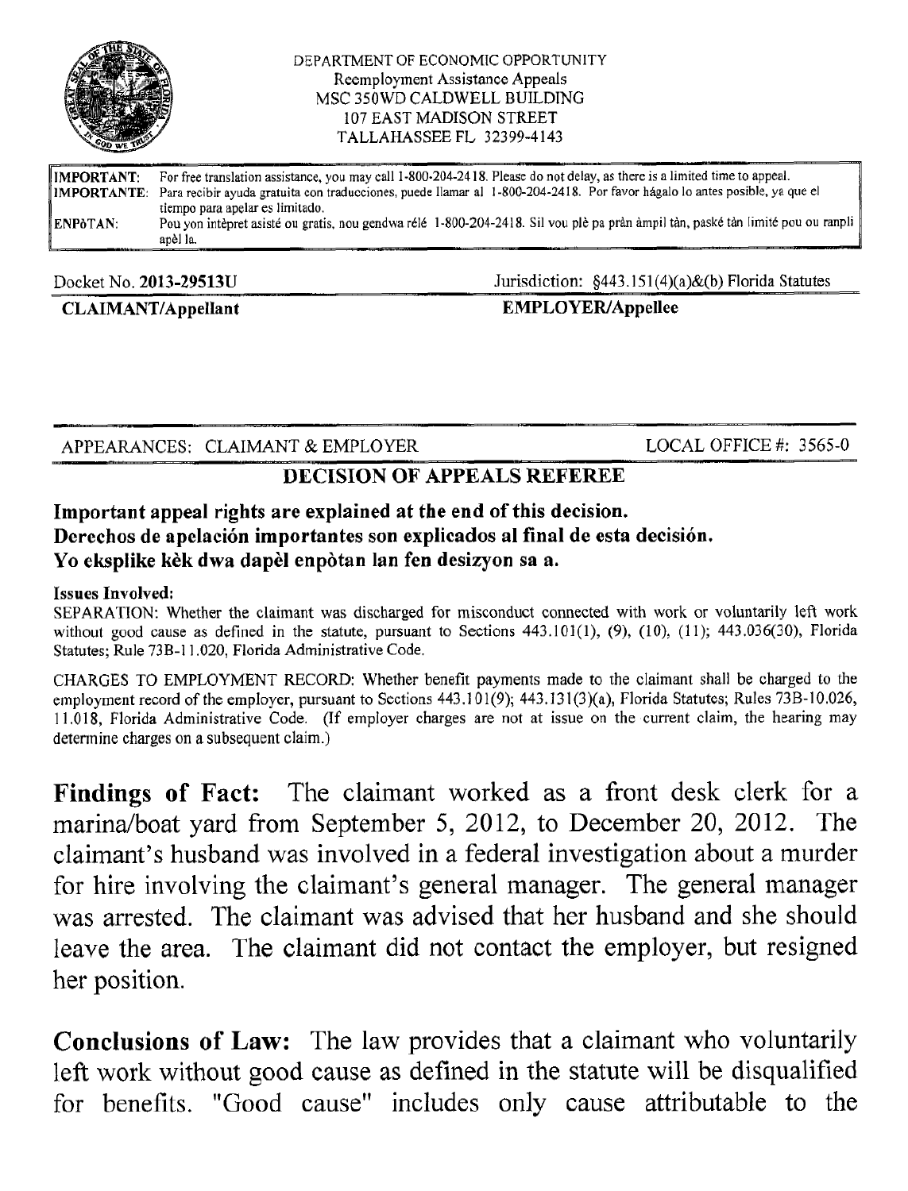DEPARTMENT OF ECONOMIC OPPORTUNITY
Reemployment Assistance Appeals
MSC 350WD CALDWELL BUILDING
107 EAST MADISON STREET
TALLAHASSEE FL 32399-4143

| | |
|---|---|
| **IMPORTANT:** | For free translation assistance, you may call 1-800-204-2418. Please do not delay, as there is a limited time to appeal. |
| **IMPORTANTE:** | Para recibir ayuda gratuita con traducciones, puede llamar al 1-800-204-2418. Por favor hágalo lo antes posible, ya que el tiempo para apelar es limitado. |
| **ENPÒTAN:** | Pou yon intèpret asisté ou gratis, nou gendwa rélé 1-800-204-2418. Sil vou plè pa pràn àmpil tàn, paské tàn limité pou ou ranpli apèl la. |

Docket No. **2013-29513U** Jurisdiction: §443.151(4)(a)&(b) Florida Statutes

**CLAIMANT/Appellant** **EMPLOYER/Appellee**

APPEARANCES: CLAIMANT & EMPLOYER LOCAL OFFICE #: 3565-0

## DECISION OF APPEALS REFEREE

**Important appeal rights are explained at the end of this decision.**
**Derechos de apelación importantes son explicados al final de esta decisión.**
**Yo eksplike kèk dwa dapèl enpòtan lan fen desizyon sa a.**

**Issues Involved:**

SEPARATION: Whether the claimant was discharged for misconduct connected with work or voluntarily left work without good cause as defined in the statute, pursuant to Sections 443.101(1), (9), (10), (11); 443.036(30), Florida Statutes; Rule 73B-11.020, Florida Administrative Code.

CHARGES TO EMPLOYMENT RECORD: Whether benefit payments made to the claimant shall be charged to the employment record of the employer, pursuant to Sections 443.101(9); 443.131(3)(a), Florida Statutes; Rules 73B-10.026, 11.018, Florida Administrative Code. (If employer charges are not at issue on the current claim, the hearing may determine charges on a subsequent claim.)

**Findings of Fact:** The claimant worked as a front desk clerk for a marina/boat yard from September 5, 2012, to December 20, 2012. The claimant's husband was involved in a federal investigation about a murder for hire involving the claimant's general manager. The general manager was arrested. The claimant was advised that her husband and she should leave the area. The claimant did not contact the employer, but resigned her position.

**Conclusions of Law:** The law provides that a claimant who voluntarily left work without good cause as defined in the statute will be disqualified for benefits. "Good cause" includes only cause attributable to the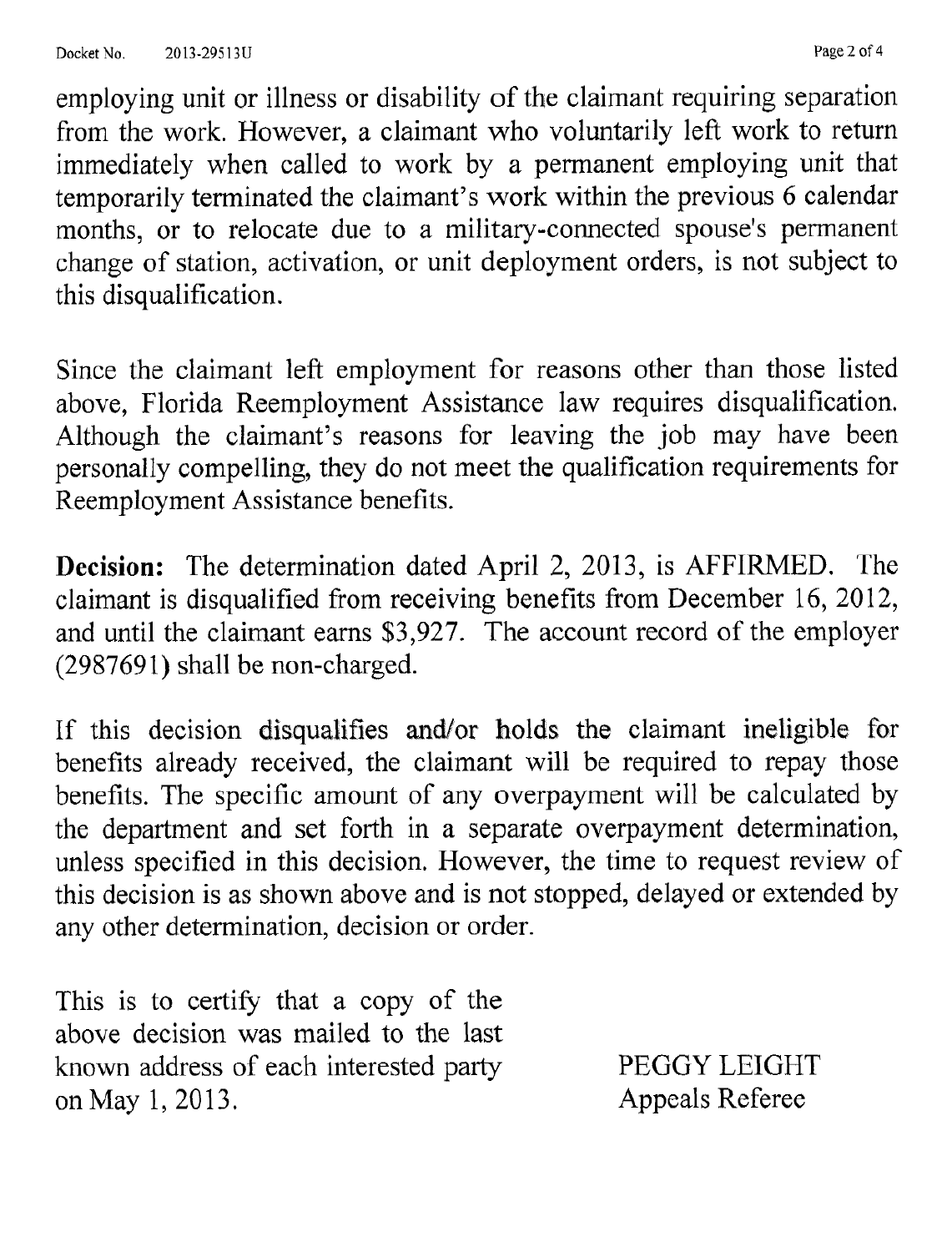employing unit or illness or disability of the claimant requiring separation from the work. However, a claimant who voluntarily left work to return immediately when called to work by a permanent employing unit that temporarily terminated the claimant's work within the previous 6 calendar months, or to relocate due to a military-connected spouse's permanent change of station, activation, or unit deployment orders, is not subject to this disqualification.

Since the claimant left employment for reasons other than those listed above, Florida Reemployment Assistance law requires disqualification. Although the claimant's reasons for leaving the job may have been personally compelling, they do not meet the qualification requirements for Reemployment Assistance benefits.

**Decision:** The determination dated April 2, 2013, is AFFIRMED. The claimant is disqualified from receiving benefits from December 16, 2012, and until the claimant earns $3,927. The account record of the employer (2987691) shall be non-charged.

If this decision disqualifies and/or holds the claimant ineligible for benefits already received, the claimant will be required to repay those benefits. The specific amount of any overpayment will be calculated by the department and set forth in a separate overpayment determination, unless specified in this decision. However, the time to request review of this decision is as shown above and is not stopped, delayed or extended by any other determination, decision or order.

This is to certify that a copy of the above decision was mailed to the last known address of each interested party on May 1, 2013.

PEGGY LEIGHT
Appeals Referee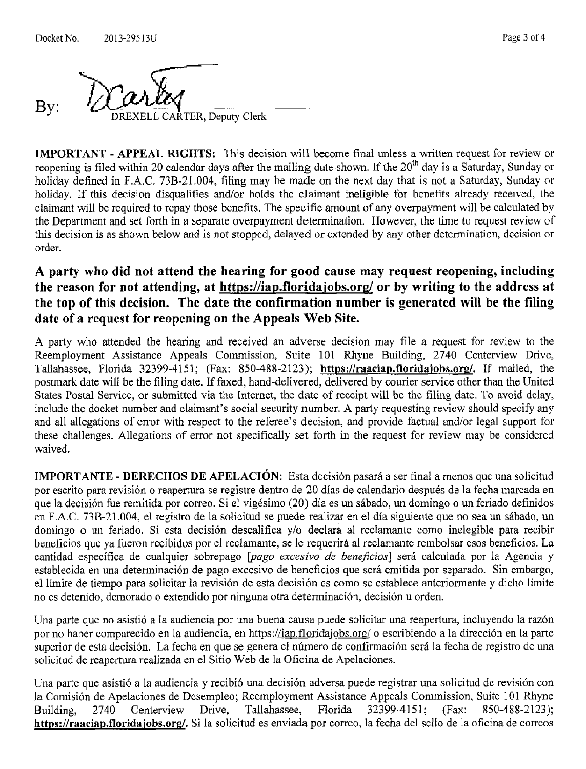By: DREXELL CARTER, Deputy Clerk

**IMPORTANT - APPEAL RIGHTS:** This decision will become final unless a written request for review or reopening is filed within 20 calendar days after the mailing date shown. If the 20th day is a Saturday, Sunday or holiday defined in F.A.C. 73B-21.004, filing may be made on the next day that is not a Saturday, Sunday or holiday. If this decision disqualifies and/or holds the claimant ineligible for benefits already received, the claimant will be required to repay those benefits. The specific amount of any overpayment will be calculated by the Department and set forth in a separate overpayment determination. However, the time to request review of this decision is as shown below and is not stopped, delayed or extended by any other determination, decision or order.

**A party who did not attend the hearing for good cause may request reopening, including the reason for not attending, at https://iap.floridajobs.org/ or by writing to the address at the top of this decision. The date the confirmation number is generated will be the filing date of a request for reopening on the Appeals Web Site.**

A party who attended the hearing and received an adverse decision may file a request for review to the Reemployment Assistance Appeals Commission, Suite 101 Rhyne Building, 2740 Centerview Drive, Tallahassee, Florida 32399-4151; (Fax: 850-488-2123); **https://raaciap.floridajobs.org/.** If mailed, the postmark date will be the filing date. If faxed, hand-delivered, delivered by courier service other than the United States Postal Service, or submitted via the Internet, the date of receipt will be the filing date. To avoid delay, include the docket number and claimant's social security number. A party requesting review should specify any and all allegations of error with respect to the referee's decision, and provide factual and/or legal support for these challenges. Allegations of error not specifically set forth in the request for review may be considered waived.

**IMPORTANTE - DERECHOS DE APELACIÓN**: Esta decisión pasará a ser final a menos que una solicitud por escrito para revisión o reapertura se registre dentro de 20 días de calendario después de la fecha marcada en que la decisión fue remitida por correo. Si el vigésimo (20) día es un sábado, un domingo o un feriado definidos en F.A.C. 73B-21.004, el registro de la solicitud se puede realizar en el día siguiente que no sea un sábado, un domingo o un feriado. Si esta decisión descalifica y/o declara al reclamante como inelegible para recibir beneficios que ya fueron recibidos por el reclamante, se le requerirá al reclamante rembolsar esos beneficios. La cantidad específica de cualquier sobrepago [*pago excesivo de beneficios*] será calculada por la Agencia y establecida en una determinación de pago excesivo de beneficios que será emitida por separado. Sin embargo, el límite de tiempo para solicitar la revisión de esta decisión es como se establece anteriormente y dicho límite no es detenido, demorado o extendido por ninguna otra determinación, decisión u orden.

Una parte que no asistió a la audiencia por una buena causa puede solicitar una reapertura, incluyendo la razón por no haber comparecido en la audiencia, en https://iap.floridajobs.org/ o escribiendo a la dirección en la parte superior de esta decisión. La fecha en que se genera el número de confirmación será la fecha de registro de una solicitud de reapertura realizada en el Sitio Web de la Oficina de Apelaciones.

Una parte que asistió a la audiencia y recibió una decisión adversa puede registrar una solicitud de revisión con la Comisión de Apelaciones de Desempleo; Reemployment Assistance Appeals Commission, Suite 101 Rhyne Building, 2740 Centerview Drive, Tallahassee, Florida 32399-4151; (Fax: 850-488-2123); **https://raaciap.floridajobs.org/.** Si la solicitud es enviada por correo, la fecha del sello de la oficina de correos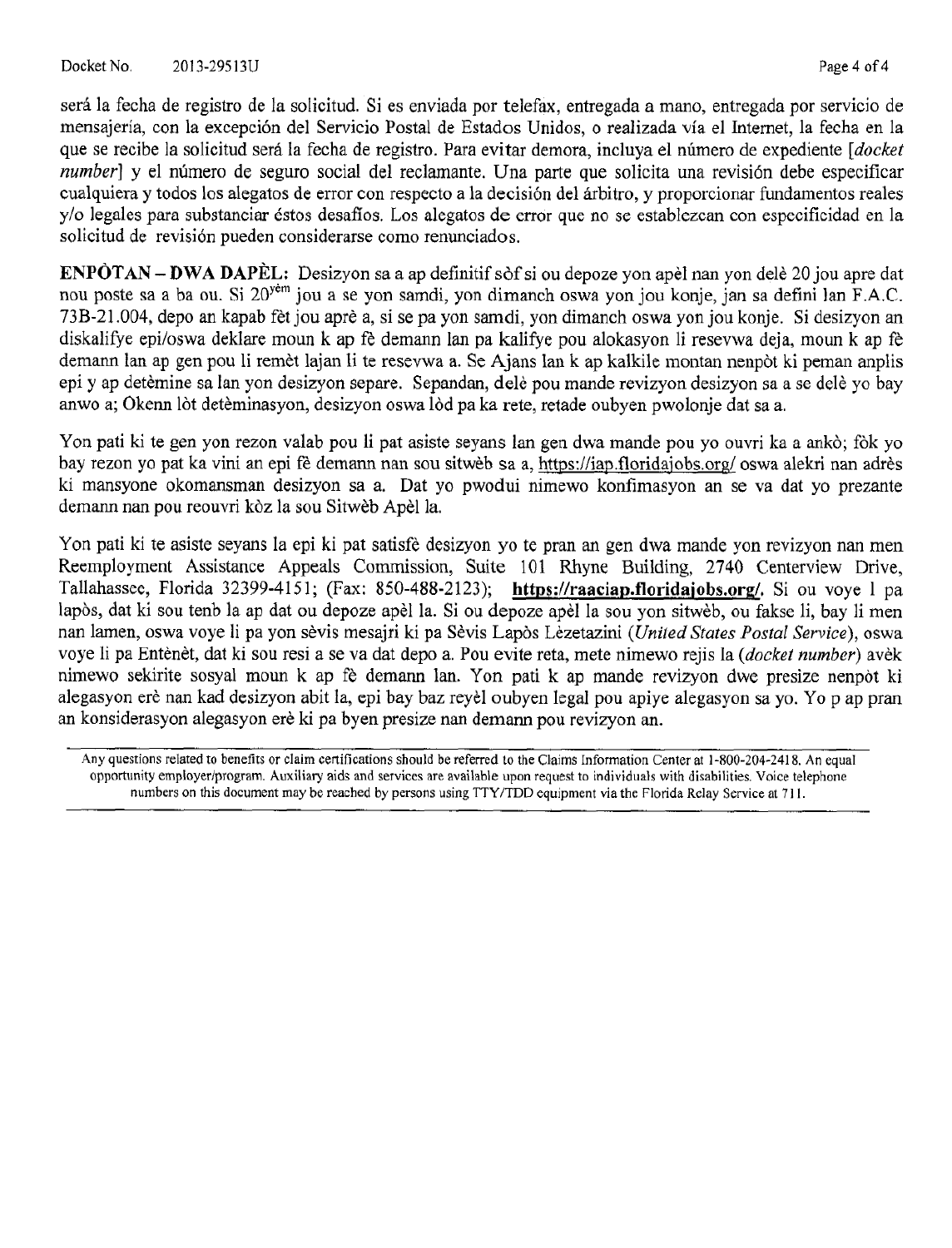será la fecha de registro de la solicitud. Si es enviada por telefax, entregada a mano, entregada por servicio de mensajería, con la excepción del Servicio Postal de Estados Unidos, o realizada vía el Internet, la fecha en la que se recibe la solicitud será la fecha de registro. Para evitar demora, incluya el número de expediente [*docket number*] y el número de seguro social del reclamante. Una parte que solicita una revisión debe especificar cualquiera y todos los alegatos de error con respecto a la decisión del árbitro, y proporcionar fundamentos reales y/o legales para substanciar éstos desafíos. Los alegatos de error que no se establezcan con especificidad en la solicitud de revisión pueden considerarse como renunciados.

**ENPÒTAN – DWA DAPÈL:** Desizyon sa a ap definitif sòf si ou depoze yon apèl nan yon delè 20 jou apre dat nou poste sa a ba ou. Si 20[yèm] jou a se yon samdi, yon dimanch oswa yon jou konje, jan sa defini lan F.A.C. 73B-21.004, depo an kapab fèt jou apre a, si se pa yon samdi, yon dimanch oswa yon jou konje. Si desizyon an diskalifye epi/oswa deklare moun k ap fè demann lan pa kalifye pou alokasyon li resevwa deja, moun k ap fè demann lan ap gen pou li remèt lajan li te resevwa a. Se Ajans lan k ap kalkile montan nenpòt ki peman anplis epi y ap detèmine sa lan yon desizyon separe. Sepandan, delè pou mande revizyon desizyon sa a se delè yo bay anwo a; Okenn lòt detèminasyon, desizyon oswa lòd pa ka rete, retade oubyen pwolonje dat sa a.

Yon pati ki te gen yon rezon valab pou li pat asiste seyans lan gen dwa mande pou yo ouvri ka a ankò; fòk yo bay rezon yo pat ka vini an epi fè demann nan sou sitwèb sa a, https://iap.floridajobs.org/ oswa alekri nan adrès ki mansyone okomansman desizyon sa a. Dat yo pwodui nimewo konfimasyon an se va dat yo prezante demann nan pou reouvri kòz la sou Sitwèb Apèl la.

Yon pati ki te asiste seyans la epi ki pat satisfè desizyon yo te pran an gen dwa mande yon revizyon nan men Reemployment Assistance Appeals Commission, Suite 101 Rhyne Building, 2740 Centerview Drive, Tallahassee, Florida 32399-4151; (Fax: 850-488-2123); **https://raaciap.floridajobs.org/**. Si ou voye l pa lapòs, dat ki sou tenb la ap dat ou depoze apèl la. Si ou depoze apèl la sou yon sitwèb, ou fakse li, bay li men nan lamen, oswa voye li pa yon sèvis mesajri ki pa Sèvis Lapòs Lèzetazini (*United States Postal Service*), oswa voye li pa Entènèt, dat ki sou resi a se va dat depo a. Pou evite reta, mete nimewo rejis la (*docket number*) avèk nimewo sekirite sosyal moun k ap fè demann lan. Yon pati k ap mande revizyon dwe presize nenpòt ki alegasyon erè nan kad desizyon abit la, epi bay baz reyèl oubyen legal pou apiye alegasyon sa yo. Yo p ap pran an konsiderasyon alegasyon erè ki pa byen presize nan demann pou revizyon an.

Any questions related to benefits or claim certifications should be referred to the Claims Information Center at 1-800-204-2418. An equal opportunity employer/program. Auxiliary aids and services are available upon request to individuals with disabilities. Voice telephone numbers on this document may be reached by persons using TTY/TDD equipment via the Florida Relay Service at 711.